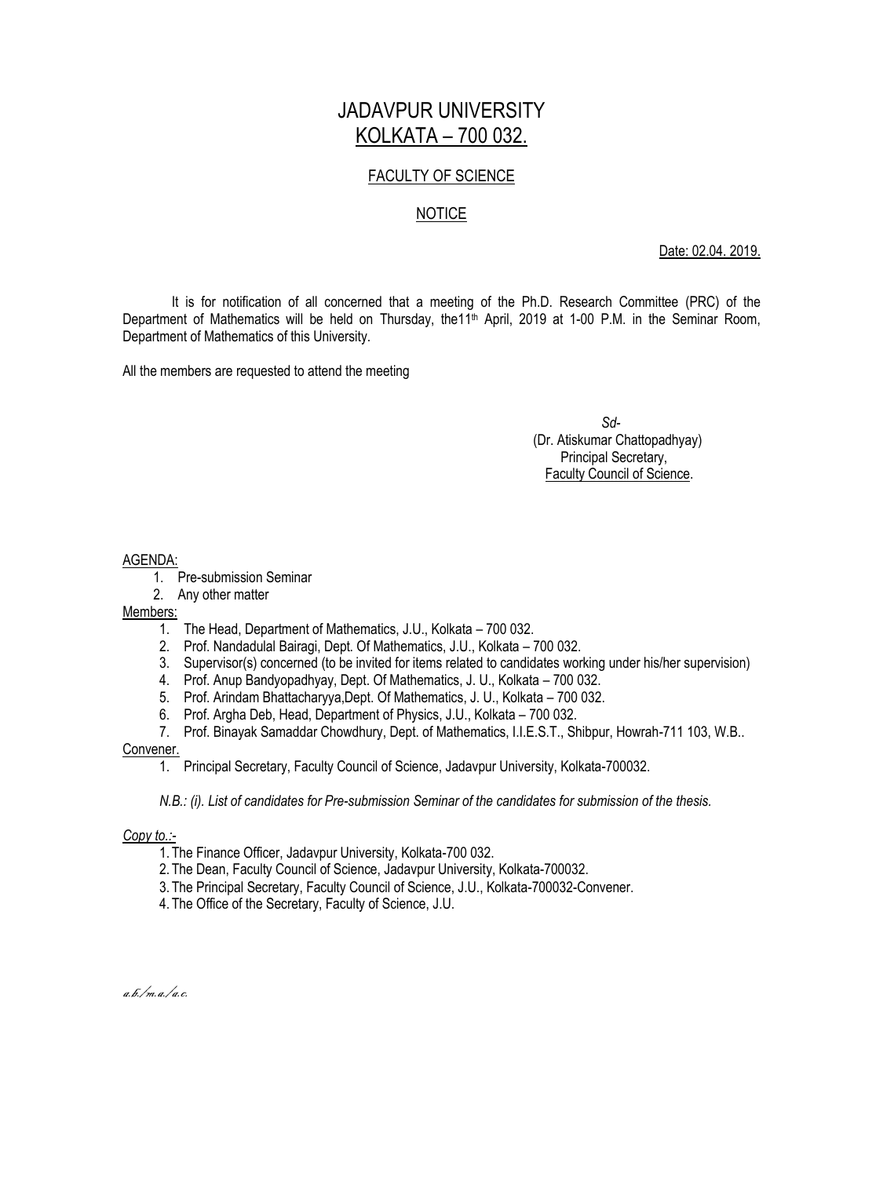# JADAVPUR UNIVERSITY
## KOLKATA – 700 032.

### FACULTY OF SCIENCE

### NOTICE

Date: 02.04. 2019.

It is for notification of all concerned that a meeting of the Ph.D. Research Committee (PRC) of the Department of Mathematics will be held on Thursday, the11th April, 2019 at 1-00 P.M. in the Seminar Room, Department of Mathematics of this University.

All the members are requested to attend the meeting

*Sd-*
(Dr. Atiskumar Chattopadhyay)
Principal Secretary,
Faculty Council of Science.

AGENDA:

1. Pre-submission Seminar
2. Any other matter

Members:

1. The Head, Department of Mathematics, J.U., Kolkata – 700 032.
2. Prof. Nandadulal Bairagi, Dept. Of Mathematics, J.U., Kolkata – 700 032.
3. Supervisor(s) concerned (to be invited for items related to candidates working under his/her supervision)
4. Prof. Anup Bandyopadhyay, Dept. Of Mathematics, J. U., Kolkata – 700 032.
5. Prof. Arindam Bhattacharyya,Dept. Of Mathematics, J. U., Kolkata – 700 032.
6. Prof. Argha Deb, Head, Department of Physics, J.U., Kolkata – 700 032.
7. Prof. Binayak Samaddar Chowdhury, Dept. of Mathematics, I.I.E.S.T., Shibpur, Howrah-711 103, W.B..

Convener.

1. Principal Secretary, Faculty Council of Science, Jadavpur University, Kolkata-700032.

*N.B.: (i). List of candidates for Pre-submission Seminar of the candidates for submission of the thesis.*

*Copy to.:-*

1. The Finance Officer, Jadavpur University, Kolkata-700 032.
2. The Dean, Faculty Council of Science, Jadavpur University, Kolkata-700032.
3. The Principal Secretary, Faculty Council of Science, J.U., Kolkata-700032-Convener.
4. The Office of the Secretary, Faculty of Science, J.U.

*a.b./m.a./a.c.*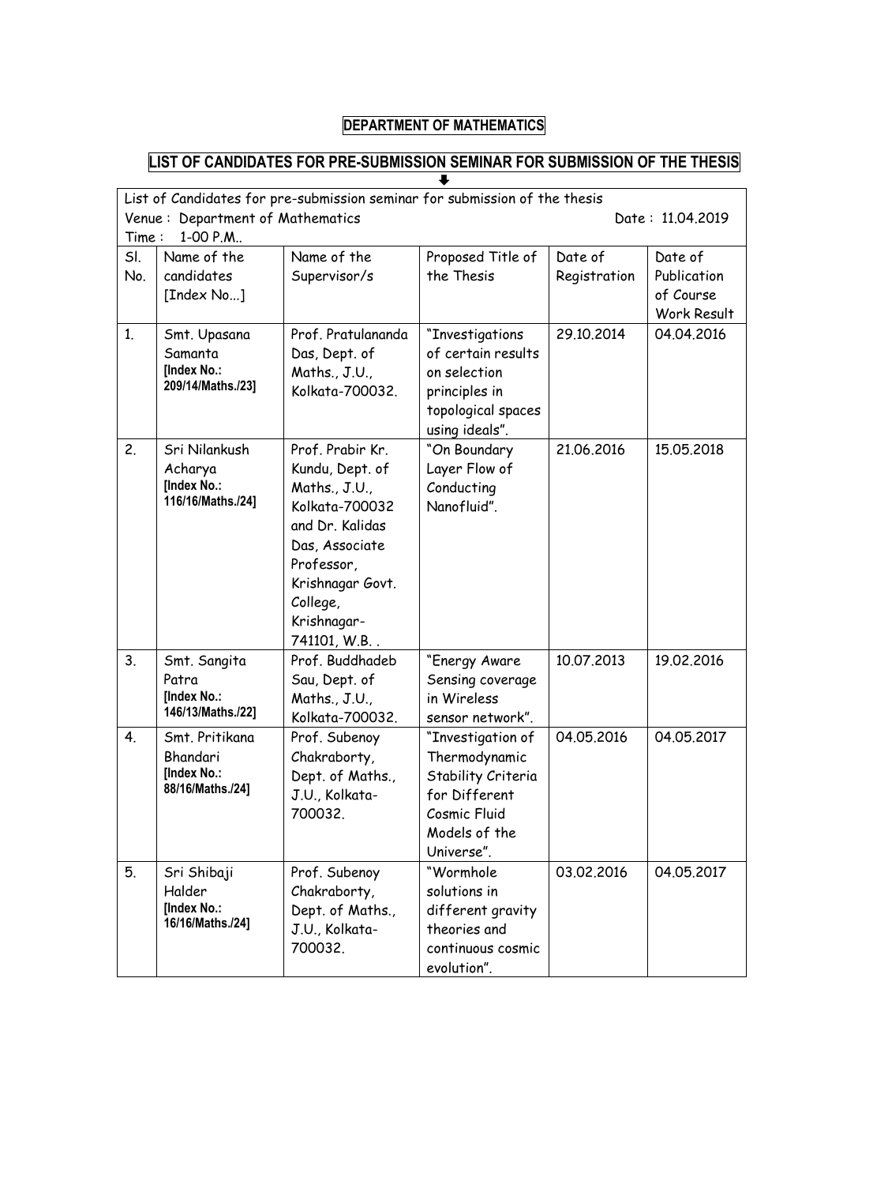**DEPARTMENT OF MATHEMATICS**

**LIST OF CANDIDATES FOR PRE-SUBMISSION SEMINAR FOR SUBMISSION OF THE THESIS**

List of Candidates for pre-submission seminar for submission of the thesis

Venue : Department of Mathematics

Date : 11.04.2019

Time : 1-00 P.M..

| Sl. No. | Name of the candidates [Index No...] | Name of the Supervisor/s | Proposed Title of the Thesis | Date of Registration | Date of Publication of Course Work Result |
|---|---|---|---|---|---|
| 1. | Smt. Upasana Samanta **[Index No.: 209/14/Maths./23]** | Prof. Pratulananda Das, Dept. of Maths., J.U., Kolkata-700032. | "Investigations of certain results on selection principles in topological spaces using ideals". | 29.10.2014 | 04.04.2016 |
| 2. | Sri Nilankush Acharya **[Index No.: 116/16/Maths./24]** | Prof. Prabir Kr. Kundu, Dept. of Maths., J.U., Kolkata-700032 and Dr. Kalidas Das, Associate Professor, Krishnagar Govt. College, Krishnagar-741101, W.B. . | "On Boundary Layer Flow of Conducting Nanofluid". | 21.06.2016 | 15.05.2018 |
| 3. | Smt. Sangita Patra **[Index No.: 146/13/Maths./22]** | Prof. Buddhadeb Sau, Dept. of Maths., J.U., Kolkata-700032. | "Energy Aware Sensing coverage in Wireless sensor network". | 10.07.2013 | 19.02.2016 |
| 4. | Smt. Pritikana Bhandari **[Index No.: 88/16/Maths./24]** | Prof. Subenoy Chakraborty, Dept. of Maths., J.U., Kolkata-700032. | "Investigation of Thermodynamic Stability Criteria for Different Cosmic Fluid Models of the Universe". | 04.05.2016 | 04.05.2017 |
| 5. | Sri Shibaji Halder **[Index No.: 16/16/Maths./24]** | Prof. Subenoy Chakraborty, Dept. of Maths., J.U., Kolkata-700032. | "Wormhole solutions in different gravity theories and continuous cosmic evolution". | 03.02.2016 | 04.05.2017 |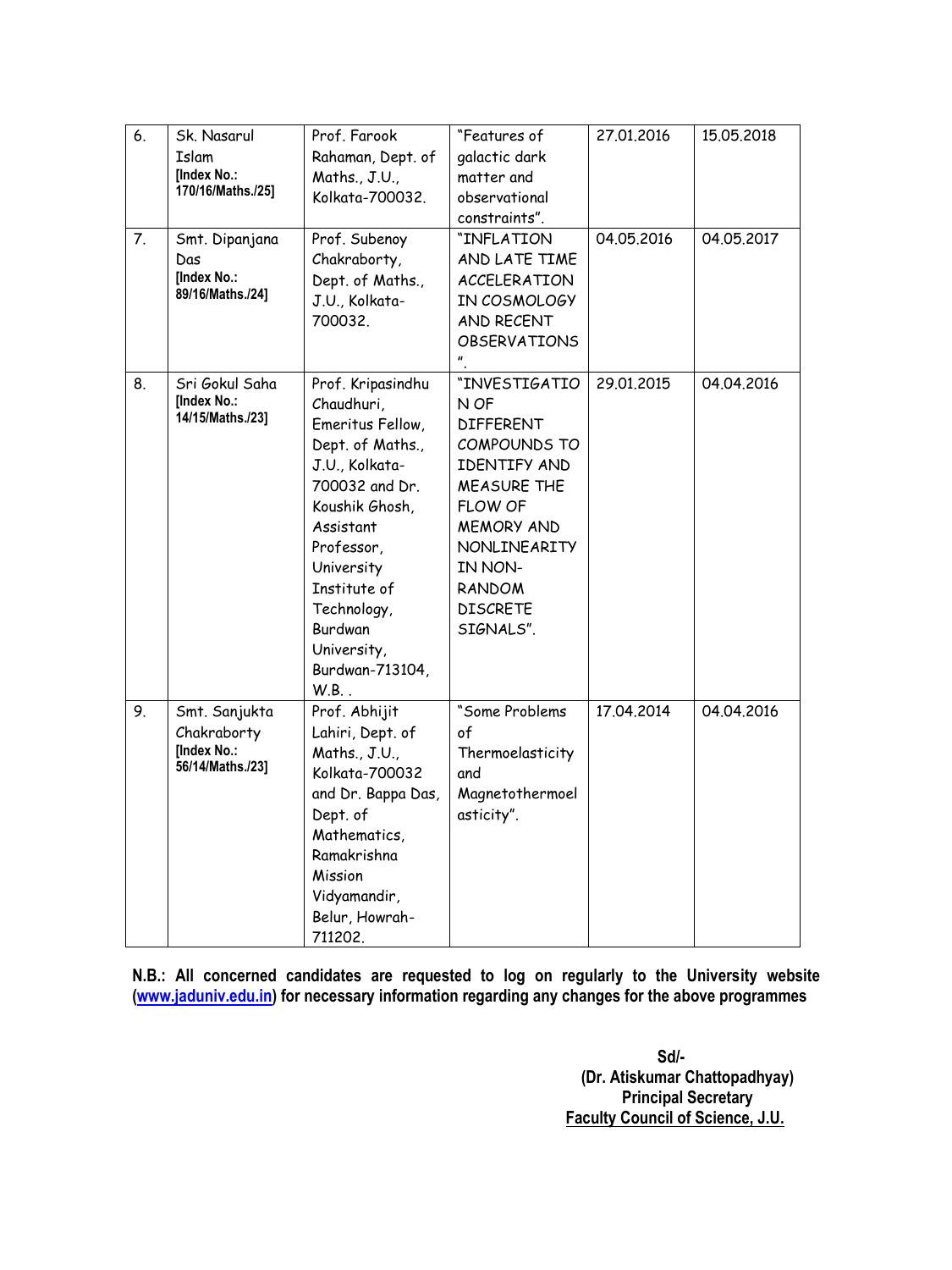| | | | | | |
|---|---|---|---|---|---|
| 6. | Sk. Nasarul Islam **[Index No.: 170/16/Maths./25]** | Prof. Farook Rahaman, Dept. of Maths., J.U., Kolkata-700032. | "Features of galactic dark matter and observational constraints". | 27.01.2016 | 15.05.2018 |
| 7. | Smt. Dipanjana Das **[Index No.: 89/16/Maths./24]** | Prof. Subenoy Chakraborty, Dept. of Maths., J.U., Kolkata-700032. | "INFLATION AND LATE TIME ACCELERATION IN COSMOLOGY AND RECENT OBSERVATIONS". | 04.05.2016 | 04.05.2017 |
| 8. | Sri Gokul Saha **[Index No.: 14/15/Maths./23]** | Prof. Kripasindhu Chaudhuri, Emeritus Fellow, Dept. of Maths., J.U., Kolkata-700032 and Dr. Koushik Ghosh, Assistant Professor, University Institute of Technology, Burdwan University, Burdwan-713104, W.B. . | "INVESTIGATION OF DIFFERENT COMPOUNDS TO IDENTIFY AND MEASURE THE FLOW OF MEMORY AND NONLINEARITY IN NON-RANDOM DISCRETE SIGNALS". | 29.01.2015 | 04.04.2016 |
| 9. | Smt. Sanjukta Chakraborty **[Index No.: 56/14/Maths./23]** | Prof. Abhijit Lahiri, Dept. of Maths., J.U., Kolkata-700032 and Dr. Bappa Das, Dept. of Mathematics, Ramakrishna Mission Vidyamandir, Belur, Howrah-711202. | "Some Problems of Thermoelasticity and Magnetothermoelasticity". | 17.04.2014 | 04.04.2016 |

**N.B.: All concerned candidates are requested to log on regularly to the University website (www.jaduniv.edu.in) for necessary information regarding any changes for the above programmes**

**Sd/-**
**(Dr. Atiskumar Chattopadhyay)**
**Principal Secretary**
**Faculty Council of Science, J.U.**